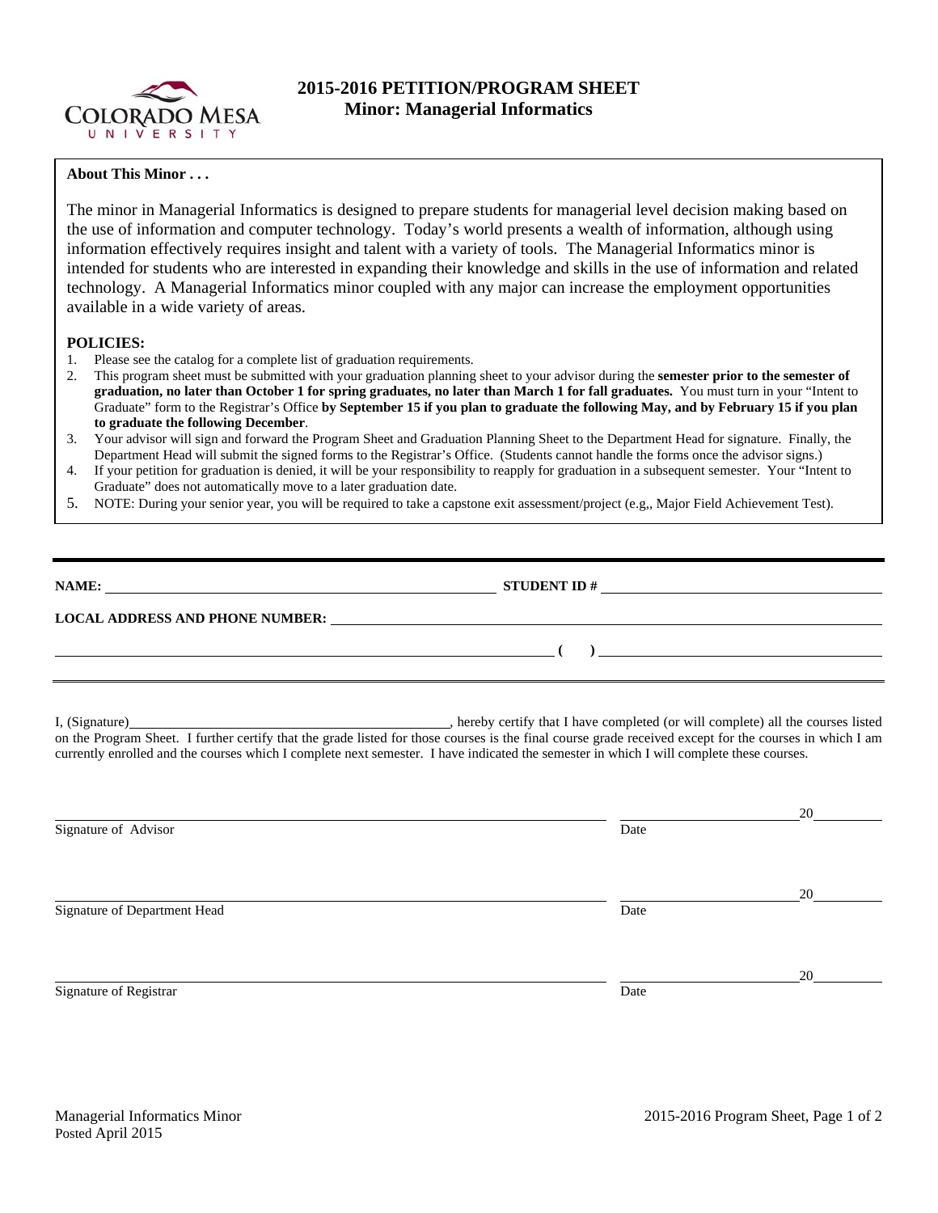# 2015-2016 PETITION/PROGRAM SHEET
## Minor: Managerial Informatics

**About This Minor . . .**

The minor in Managerial Informatics is designed to prepare students for managerial level decision making based on the use of information and computer technology. Today's world presents a wealth of information, although using information effectively requires insight and talent with a variety of tools. The Managerial Informatics minor is intended for students who are interested in expanding their knowledge and skills in the use of information and related technology. A Managerial Informatics minor coupled with any major can increase the employment opportunities available in a wide variety of areas.

**POLICIES:**

1. Please see the catalog for a complete list of graduation requirements.
2. This program sheet must be submitted with your graduation planning sheet to your advisor during the **semester prior to the semester of graduation, no later than October 1 for spring graduates, no later than March 1 for fall graduates.** You must turn in your "Intent to Graduate" form to the Registrar's Office **by September 15 if you plan to graduate the following May, and by February 15 if you plan to graduate the following December**.
3. Your advisor will sign and forward the Program Sheet and Graduation Planning Sheet to the Department Head for signature. Finally, the Department Head will submit the signed forms to the Registrar's Office. (Students cannot handle the forms once the advisor signs.)
4. If your petition for graduation is denied, it will be your responsibility to reapply for graduation in a subsequent semester. Your "Intent to Graduate" does not automatically move to a later graduation date.
5. NOTE: During your senior year, you will be required to take a capstone exit assessment/project (e.g,, Major Field Achievement Test).

---

**NAME:** ______________________ **STUDENT ID #** ______________________

**LOCAL ADDRESS AND PHONE NUMBER:** ______________________

______________________ **( )** ______________________

---

I, (Signature)______________________, hereby certify that I have completed (or will complete) all the courses listed on the Program Sheet. I further certify that the grade listed for those courses is the final course grade received except for the courses in which I am currently enrolled and the courses which I complete next semester. I have indicated the semester in which I will complete these courses.

______________________ ______________20______
Signature of Advisor Date

______________________ ______________20______
Signature of Department Head Date

______________________ ______________20______
Signature of Registrar Date

Managerial Informatics Minor
Posted April 2015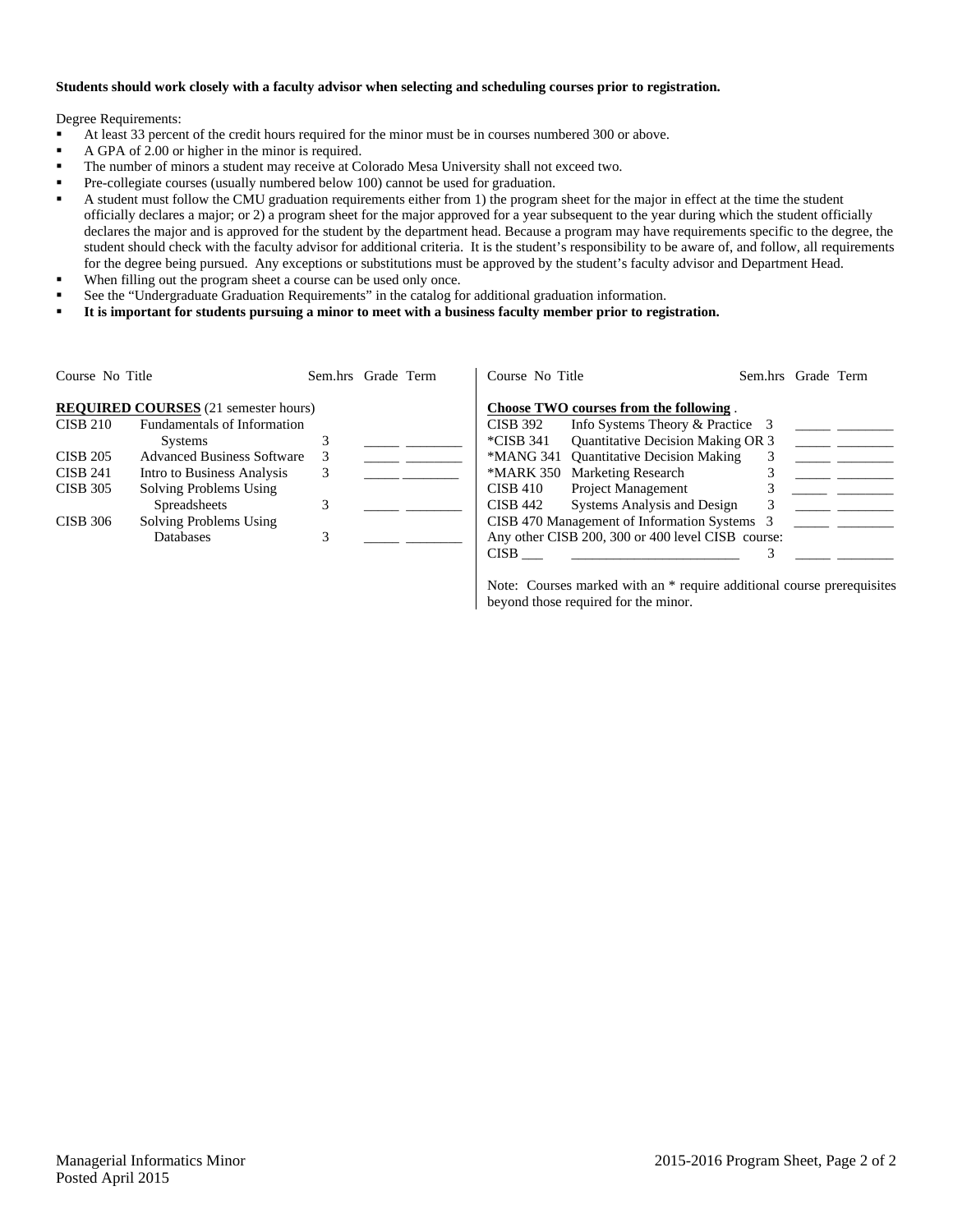**Students should work closely with a faculty advisor when selecting and scheduling courses prior to registration.**

Degree Requirements:

- At least 33 percent of the credit hours required for the minor must be in courses numbered 300 or above.
- A GPA of 2.00 or higher in the minor is required.
- The number of minors a student may receive at Colorado Mesa University shall not exceed two.
- Pre-collegiate courses (usually numbered below 100) cannot be used for graduation.
- A student must follow the CMU graduation requirements either from 1) the program sheet for the major in effect at the time the student officially declares a major; or 2) a program sheet for the major approved for a year subsequent to the year during which the student officially declares the major and is approved for the student by the department head. Because a program may have requirements specific to the degree, the student should check with the faculty advisor for additional criteria. It is the student's responsibility to be aware of, and follow, all requirements for the degree being pursued. Any exceptions or substitutions must be approved by the student's faculty advisor and Department Head.
- When filling out the program sheet a course can be used only once.
- See the "Undergraduate Graduation Requirements" in the catalog for additional graduation information.
- **It is important for students pursuing a minor to meet with a business faculty member prior to registration.**

**REQUIRED COURSES** (21 semester hours)

| Course No | Title | Sem.hrs | Grade | Term |
|---|---|---|---|---|
| CISB 210 | Fundamentals of Information Systems | 3 | _____ | ________ |
| CISB 205 | Advanced Business Software | 3 | _____ | ________ |
| CISB 241 | Intro to Business Analysis | 3 | _____ | ________ |
| CISB 305 | Solving Problems Using Spreadsheets | 3 | _____ | ________ |
| CISB 306 | Solving Problems Using Databases | 3 | _____ | ________ |

**Choose TWO courses from the following** .

| Course No | Title | Sem.hrs | Grade | Term |
|---|---|---|---|---|
| CISB 392 | Info Systems Theory & Practice | 3 | _____ | ________ |
| *CISB 341 | Quantitative Decision Making OR | 3 | _____ | ________ |
| *MANG 341 | Quantitative Decision Making | 3 | _____ | ________ |
| *MARK 350 | Marketing Research | 3 | _____ | ________ |
| CISB 410 | Project Management | 3 | _____ | ________ |
| CISB 442 | Systems Analysis and Design | 3 | _____ | ________ |
| CISB 470 | Management of Information Systems | 3 | _____ | ________ |
| Any other CISB 200, 300 or 400 level CISB course: | | | | |
| CISB ___ | ________________________ | 3 | _____ | ________ |

Note: Courses marked with an * require additional course prerequisites beyond those required for the minor.

Managerial Informatics Minor
Posted April 2015